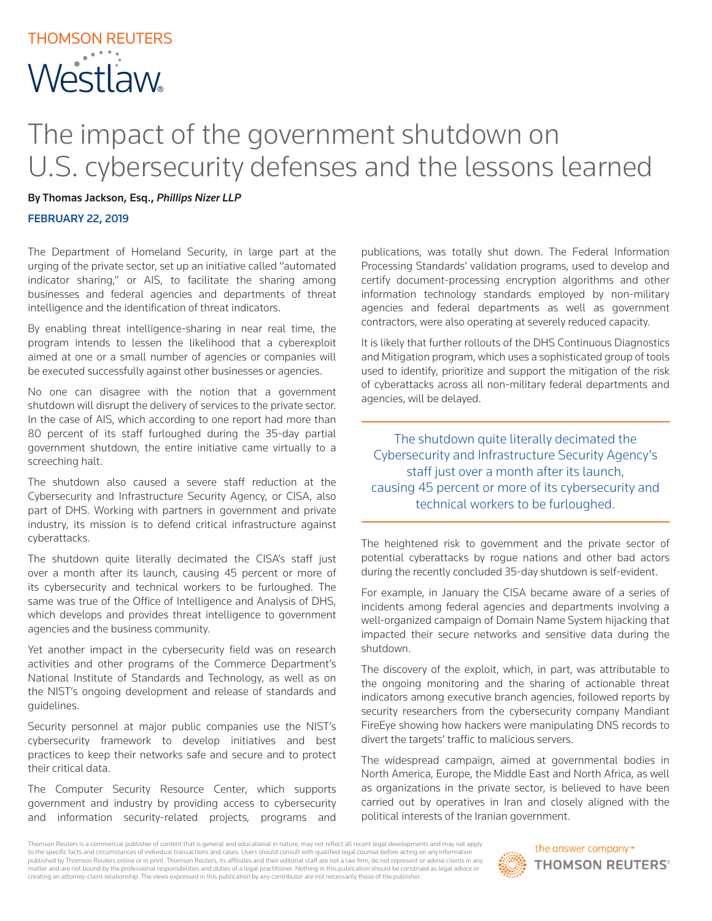# The impact of the government shutdown on U.S. cybersecurity defenses and the lessons learned

**By Thomas Jackson, Esq.,** ***Phillips Nizer LLP***

**FEBRUARY 22, 2019**

The Department of Homeland Security, in large part at the urging of the private sector, set up an initiative called "automated indicator sharing," or AIS, to facilitate the sharing among businesses and federal agencies and departments of threat intelligence and the identification of threat indicators.

By enabling threat intelligence-sharing in near real time, the program intends to lessen the likelihood that a cyberexploit aimed at one or a small number of agencies or companies will be executed successfully against other businesses or agencies.

No one can disagree with the notion that a government shutdown will disrupt the delivery of services to the private sector. In the case of AIS, which according to one report had more than 80 percent of its staff furloughed during the 35-day partial government shutdown, the entire initiative came virtually to a screeching halt.

The shutdown also caused a severe staff reduction at the Cybersecurity and Infrastructure Security Agency, or CISA, also part of DHS. Working with partners in government and private industry, its mission is to defend critical infrastructure against cyberattacks.

The shutdown quite literally decimated the CISA's staff just over a month after its launch, causing 45 percent or more of its cybersecurity and technical workers to be furloughed. The same was true of the Office of Intelligence and Analysis of DHS, which develops and provides threat intelligence to government agencies and the business community.

Yet another impact in the cybersecurity field was on research activities and other programs of the Commerce Department's National Institute of Standards and Technology, as well as on the NIST's ongoing development and release of standards and guidelines.

Security personnel at major public companies use the NIST's cybersecurity framework to develop initiatives and best practices to keep their networks safe and secure and to protect their critical data.

The Computer Security Resource Center, which supports government and industry by providing access to cybersecurity and information security-related projects, programs and publications, was totally shut down. The Federal Information Processing Standards' validation programs, used to develop and certify document-processing encryption algorithms and other information technology standards employed by non-military agencies and federal departments as well as government contractors, were also operating at severely reduced capacity.

It is likely that further rollouts of the DHS Continuous Diagnostics and Mitigation program, which uses a sophisticated group of tools used to identify, prioritize and support the mitigation of the risk of cyberattacks across all non-military federal departments and agencies, will be delayed.

> The shutdown quite literally decimated the Cybersecurity and Infrastructure Security Agency's staff just over a month after its launch, causing 45 percent or more of its cybersecurity and technical workers to be furloughed.

The heightened risk to government and the private sector of potential cyberattacks by rogue nations and other bad actors during the recently concluded 35-day shutdown is self-evident.

For example, in January the CISA became aware of a series of incidents among federal agencies and departments involving a well-organized campaign of Domain Name System hijacking that impacted their secure networks and sensitive data during the shutdown.

The discovery of the exploit, which, in part, was attributable to the ongoing monitoring and the sharing of actionable threat indicators among executive branch agencies, followed reports by security researchers from the cybersecurity company Mandiant FireEye showing how hackers were manipulating DNS records to divert the targets' traffic to malicious servers.

The widespread campaign, aimed at governmental bodies in North America, Europe, the Middle East and North Africa, as well as organizations in the private sector, is believed to have been carried out by operatives in Iran and closely aligned with the political interests of the Iranian government.

Thomson Reuters is a commercial publisher of content that is general and educational in nature, may not reflect all recent legal developments and may not apply to the specific facts and circumstances of individual transactions and cases. Users should consult with qualified legal counsel before acting on any information published by Thomson Reuters online or in print. Thomson Reuters, its affiliates and their editorial staff are not a law firm, do not represent or advise clients in any matter and are not bound by the professional responsibilities and duties of a legal practitioner. Nothing in this publication should be construed as legal advice or creating an attorney-client relationship. The views expressed in this publication by any contributor are not necessarily those of the publisher.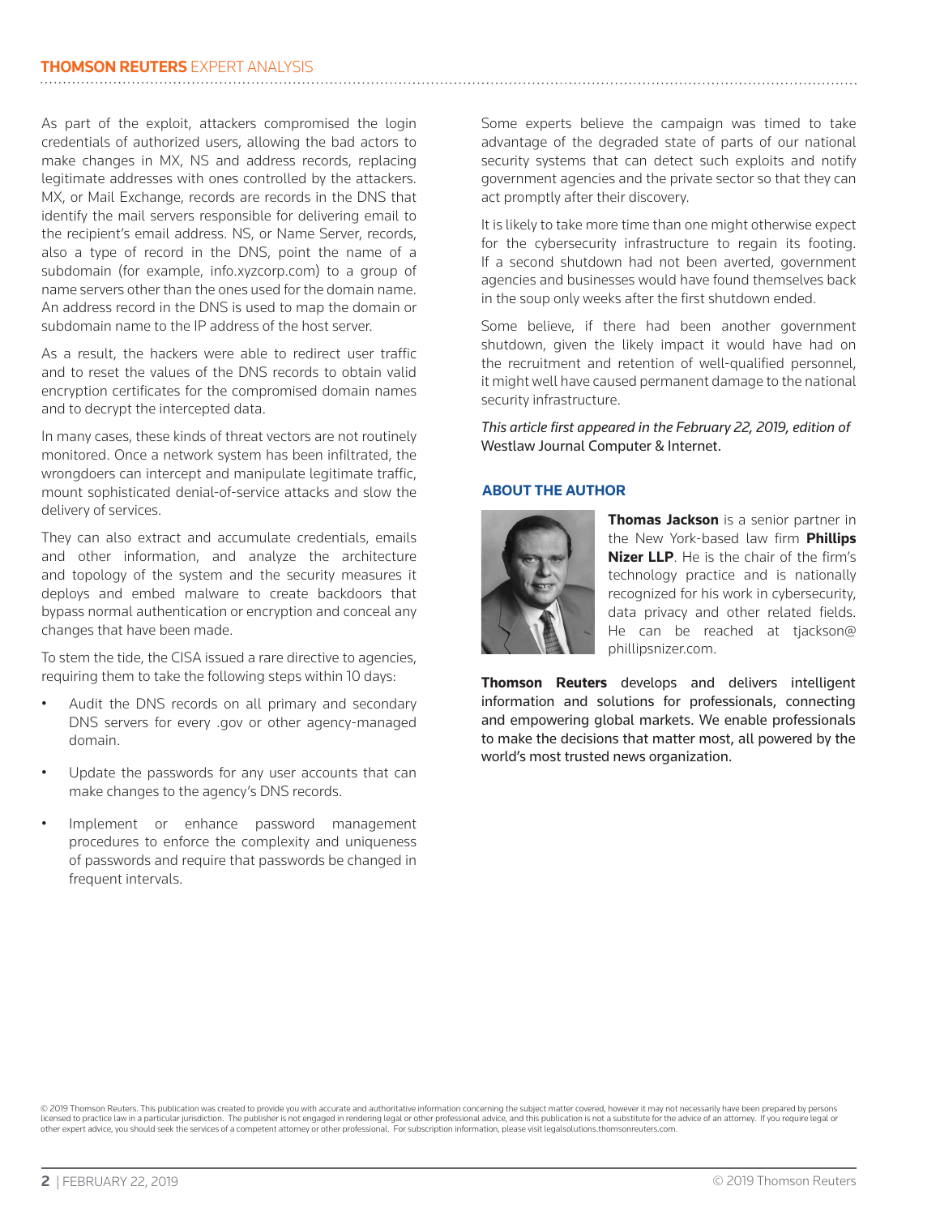As part of the exploit, attackers compromised the login credentials of authorized users, allowing the bad actors to make changes in MX, NS and address records, replacing legitimate addresses with ones controlled by the attackers. MX, or Mail Exchange, records are records in the DNS that identify the mail servers responsible for delivering email to the recipient's email address. NS, or Name Server, records, also a type of record in the DNS, point the name of a subdomain (for example, info.xyzcorp.com) to a group of name servers other than the ones used for the domain name. An address record in the DNS is used to map the domain or subdomain name to the IP address of the host server.

As a result, the hackers were able to redirect user traffic and to reset the values of the DNS records to obtain valid encryption certificates for the compromised domain names and to decrypt the intercepted data.

In many cases, these kinds of threat vectors are not routinely monitored. Once a network system has been infiltrated, the wrongdoers can intercept and manipulate legitimate traffic, mount sophisticated denial-of-service attacks and slow the delivery of services.

They can also extract and accumulate credentials, emails and other information, and analyze the architecture and topology of the system and the security measures it deploys and embed malware to create backdoors that bypass normal authentication or encryption and conceal any changes that have been made.

To stem the tide, the CISA issued a rare directive to agencies, requiring them to take the following steps within 10 days:

- Audit the DNS records on all primary and secondary DNS servers for every .gov or other agency-managed domain.
- Update the passwords for any user accounts that can make changes to the agency's DNS records.
- Implement or enhance password management procedures to enforce the complexity and uniqueness of passwords and require that passwords be changed in frequent intervals.

Some experts believe the campaign was timed to take advantage of the degraded state of parts of our national security systems that can detect such exploits and notify government agencies and the private sector so that they can act promptly after their discovery.

It is likely to take more time than one might otherwise expect for the cybersecurity infrastructure to regain its footing. If a second shutdown had not been averted, government agencies and businesses would have found themselves back in the soup only weeks after the first shutdown ended.

Some believe, if there had been another government shutdown, given the likely impact it would have had on the recruitment and retention of well-qualified personnel, it might well have caused permanent damage to the national security infrastructure.

*This article first appeared in the February 22, 2019, edition of* Westlaw Journal Computer & Internet.

## ABOUT THE AUTHOR

**Thomas Jackson** is a senior partner in the New York-based law firm **Phillips Nizer LLP**. He is the chair of the firm's technology practice and is nationally recognized for his work in cybersecurity, data privacy and other related fields. He can be reached at tjackson@phillipsnizer.com.

**Thomson Reuters** develops and delivers intelligent information and solutions for professionals, connecting and empowering global markets. We enable professionals to make the decisions that matter most, all powered by the world's most trusted news organization.

© 2019 Thomson Reuters. This publication was created to provide you with accurate and authoritative information concerning the subject matter covered, however it may not necessarily have been prepared by persons licensed to practice law in a particular jurisdiction. The publisher is not engaged in rendering legal or other professional advice, and this publication is not a substitute for the advice of an attorney. If you require legal or other expert advice, you should seek the services of a competent attorney or other professional. For subscription information, please visit legalsolutions.thomsonreuters.com.